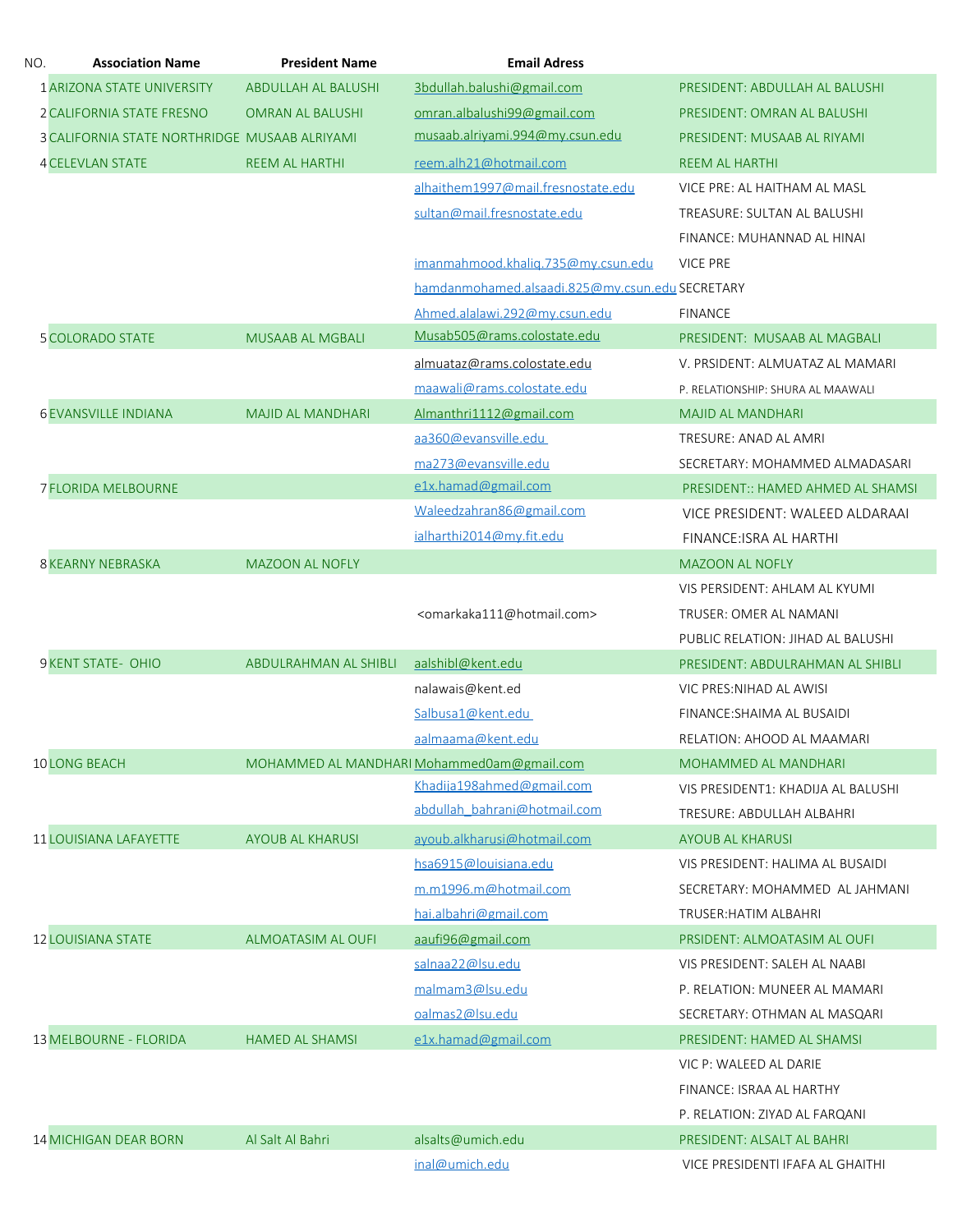| NO. | Association Name | President Name | Email Adress | |
|---|---|---|---|---|
| 1 | ARIZONA STATE UNIVERSITY | ABDULLAH AL BALUSHI | 3bdullah.balushi@gmail.com | PRESIDENT: ABDULLAH AL BALUSHI |
| 2 | CALIFORNIA STATE FRESNO | OMRAN AL BALUSHI | omran.albalushi99@gmail.com | PRESIDENT: OMRAN AL BALUSHI |
| 3 | CALIFORNIA STATE NORTHRIDGE | MUSAAB ALRIYAMI | musaab.alriyami.994@my.csun.edu | PRESIDENT: MUSAAB AL RIYAMI |
| 4 | CELEVLAN STATE | REEM AL HARTHI | reem.alh21@hotmail.com | REEM AL HARTHI |
| | | | alhaithem1997@mail.fresnostate.edu | VICE PRE: AL HAITHAM AL MASL |
| | | | sultan@mail.fresnostate.edu | TREASURE: SULTAN AL BALUSHI |
| | | | | FINANCE: MUHANNAD AL HINAI |
| | | | imanmahmood.khaliq.735@my.csun.edu | VICE PRE |
| | | | hamdanmohamed.alsaadi.825@my.csun.edu | SECRETARY |
| | | | Ahmed.alalawi.292@my.csun.edu | FINANCE |
| 5 | COLORADO STATE | MUSAAB AL MGBALI | Musab505@rams.colostate.edu | PRESIDENT: MUSAAB AL MAGBALI |
| | | | almuataz@rams.colostate.edu | V. PRSIDENT: ALMUATAZ AL MAMARI |
| | | | maawali@rams.colostate.edu | P. RELATIONSHIP: SHURA AL MAAWALI |
| 6 | EVANSVILLE INDIANA | MAJID AL MANDHARI | Almanthri1112@gmail.com | MAJID AL MANDHARI |
| | | | aa360@evansville.edu | TRESURE: ANAD AL AMRI |
| | | | ma273@evansville.edu | SECRETARY: MOHAMMED ALMADASARI |
| 7 | FLORIDA MELBOURNE | | e1x.hamad@gmail.com | PRESIDENT:: HAMED AHMED AL SHAMSI |
| | | | Waleedzahran86@gmail.com | VICE PRESIDENT: WALEED ALDARAAI |
| | | | ialharthi2014@my.fit.edu | FINANCE:ISRA AL HARTHI |
| 8 | KEARNY NEBRASKA | MAZOON AL NOFLY | | MAZOON AL NOFLY |
| | | | | VIS PERSIDENT: AHLAM AL KYUMI |
| | | | <omarkaka111@hotmail.com> | TRUSER: OMER AL NAMANI |
| | | | | PUBLIC RELATION: JIHAD AL BALUSHI |
| 9 | KENT STATE- OHIO | ABDULRAHMAN AL SHIBLI | aalshibl@kent.edu | PRESIDENT: ABDULRAHMAN AL SHIBLI |
| | | | nalawais@kent.ed | VIC PRES:NIHAD AL AWISI |
| | | | Salbusa1@kent.edu | FINANCE:SHAIMA AL BUSAIDI |
| | | | aalmaama@kent.edu | RELATION: AHOOD AL MAAMARI |
| 10 | LONG BEACH | MOHAMMED AL MANDHARI | Mohammed0am@gmail.com | MOHAMMED AL MANDHARI |
| | | | Khadija198ahmed@gmail.com | VIS PRESIDENT1: KHADIJA AL BALUSHI |
| | | | abdullah_bahrani@hotmail.com | TRESURE: ABDULLAH ALBAHRI |
| 11 | LOUISIANA LAFAYETTE | AYOUB AL KHARUSI | ayoub.alkharusi@hotmail.com | AYOUB AL KHARUSI |
| | | | hsa6915@louisiana.edu | VIS PRESIDENT: HALIMA AL BUSAIDI |
| | | | m.m1996.m@hotmail.com | SECRETARY: MOHAMMED AL JAHMANI |
| | | | hai.albahri@gmail.com | TRUSER:HATIM ALBAHRI |
| 12 | LOUISIANA STATE | ALMOATASIM AL OUFI | aaufi96@gmail.com | PRSIDENT: ALMOATASIM AL OUFI |
| | | | salnaa22@lsu.edu | VIS PRESIDENT: SALEH AL NAABI |
| | | | malmam3@lsu.edu | P. RELATION: MUNEER AL MAMARI |
| | | | oalmas2@lsu.edu | SECRETARY: OTHMAN AL MASQARI |
| 13 | MELBOURNE - FLORIDA | HAMED AL SHAMSI | e1x.hamad@gmail.com | PRESIDENT: HAMED AL SHAMSI |
| | | | | VIC P: WALEED AL DARIE |
| | | | | FINANCE: ISRAA AL HARTHY |
| | | | | P. RELATION: ZIYAD AL FARQANI |
| 14 | MICHIGAN DEAR BORN | Al Salt Al Bahri | alsalts@umich.edu | PRESIDENT: ALSALT AL BAHRI |
| | | | inal@umich.edu | VICE PRESIDENTI IFAFA AL GHAITHI |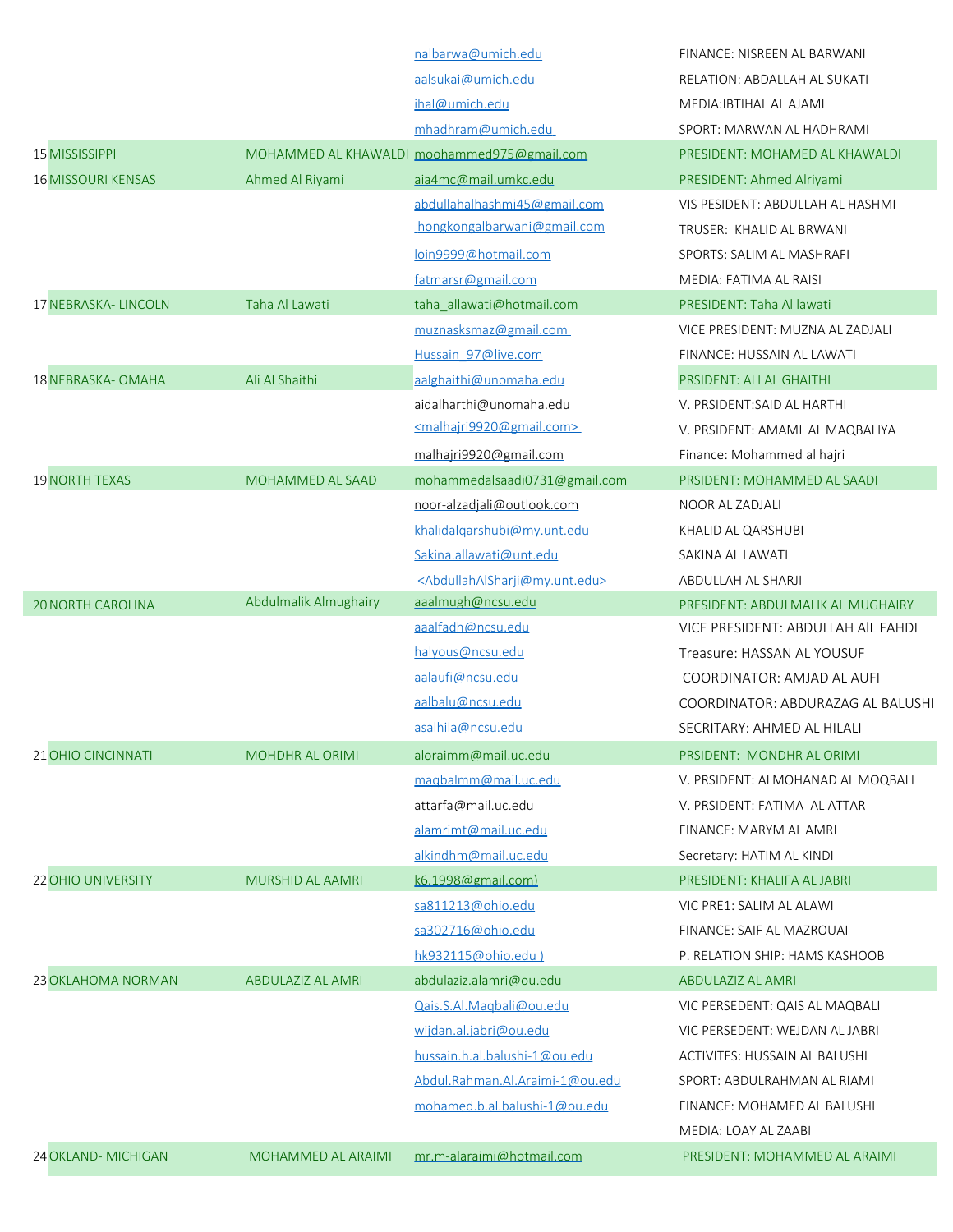| | | | |
|---|---|---|---|
| | | nalbarwa@umich.edu | FINANCE: NISREEN AL BARWANI |
| | | aalsukai@umich.edu | RELATION: ABDALLAH AL SUKATI |
| | | ihal@umich.edu | MEDIA:IBTIHAL AL AJAMI |
| | | mhadhram@umich.edu | SPORT: MARWAN AL HADHRAMI |
| 15 MISSISSIPPI | MOHAMMED AL KHAWALDI | moohammed975@gmail.com | PRESIDENT: MOHAMED AL KHAWALDI |
| 16 MISSOURI KENSAS | Ahmed Al Riyami | aia4mc@mail.umkc.edu | PRESIDENT: Ahmed Alriyami |
| | | abdullahalhashmi45@gmail.com | VIS PESIDENT: ABDULLAH AL HASHMI |
| | | hongkongalbarwani@gmail.com | TRUSER: KHALID AL BRWANI |
| | | loin9999@hotmail.com | SPORTS: SALIM AL MASHRAFI |
| | | fatmarsr@gmail.com | MEDIA: FATIMA AL RAISI |
| 17 NEBRASKA- LINCOLN | Taha Al Lawati | taha_allawati@hotmail.com | PRESIDENT: Taha Al lawati |
| | | muznasksmaz@gmail.com | VICE PRESIDENT: MUZNA AL ZADJALI |
| | | Hussain_97@live.com | FINANCE: HUSSAIN AL LAWATI |
| 18 NEBRASKA- OMAHA | Ali Al Shaithi | aalghaithi@unomaha.edu | PRSIDENT: ALI AL GHAITHI |
| | | aidalharthi@unomaha.edu | V. PRSIDENT:SAID AL HARTHI |
| | | <malhajri9920@gmail.com> | V. PRSIDENT: AMAML AL MAQBALIYA |
| | | malhajri9920@gmail.com | Finance: Mohammed al hajri |
| 19 NORTH TEXAS | MOHAMMED AL SAAD | mohammedalsaadi0731@gmail.com | PRSIDENT: MOHAMMED AL SAADI |
| | | noor-alzadjali@outlook.com | NOOR AL ZADJALI |
| | | khalidalqarshubi@my.unt.edu | KHALID AL QARSHUBI |
| | | Sakina.allawati@unt.edu | SAKINA AL LAWATI |
| | | <AbdullahAlSharji@my.unt.edu> | ABDULLAH AL SHARJI |
| 20 NORTH CAROLINA | Abdulmalik Almughairy | aaalmugh@ncsu.edu | PRESIDENT: ABDULMALIK AL MUGHAIRY |
| | | aaalfadh@ncsu.edu | VICE PRESIDENT: ABDULLAH AlL FAHDI |
| | | halyous@ncsu.edu | Treasure: HASSAN AL YOUSUF |
| | | aalaufi@ncsu.edu | COORDINATOR: AMJAD AL AUFI |
| | | aalbalu@ncsu.edu | COORDINATOR: ABDURAZAG AL BALUSHI |
| | | asalhila@ncsu.edu | SECRITARY: AHMED AL HILALI |
| 21 OHIO CINCINNATI | MOHDHR AL ORIMI | aloraimm@mail.uc.edu | PRSIDENT: MONDHR AL ORIMI |
| | | maqbalmm@mail.uc.edu | V. PRSIDENT: ALMOHANAD AL MOQBALI |
| | | attarfa@mail.uc.edu | V. PRSIDENT: FATIMA AL ATTAR |
| | | alamrimt@mail.uc.edu | FINANCE: MARYM AL AMRI |
| | | alkindhm@mail.uc.edu | Secretary: HATIM AL KINDI |
| 22 OHIO UNIVERSITY | MURSHID AL AAMRI | k6.1998@gmail.com) | PRESIDENT: KHALIFA AL JABRI |
| | | sa811213@ohio.edu | VIC PRE1: SALIM AL ALAWI |
| | | sa302716@ohio.edu | FINANCE: SAIF AL MAZROUAI |
| | | hk932115@ohio.edu ) | P. RELATION SHIP: HAMS KASHOOB |
| 23 OKLAHOMA NORMAN | ABDULAZIZ AL AMRI | abdulaziz.alamri@ou.edu | ABDULAZIZ AL AMRI |
| | | Qais.S.Al.Maqbali@ou.edu | VIC PERSEDENT: QAIS AL MAQBALI |
| | | wijdan.al.jabri@ou.edu | VIC PERSEDENT: WEJDAN AL JABRI |
| | | hussain.h.al.balushi-1@ou.edu | ACTIVITES: HUSSAIN AL BALUSHI |
| | | Abdul.Rahman.Al.Araimi-1@ou.edu | SPORT: ABDULRAHMAN AL RIAMI |
| | | mohamed.b.al.balushi-1@ou.edu | FINANCE: MOHAMED AL BALUSHI |
| | | | MEDIA: LOAY AL ZAABI |
| 24 OKLAND- MICHIGAN | MOHAMMED AL ARAIMI | mr.m-alaraimi@hotmail.com | PRESIDENT: MOHAMMED AL ARAIMI |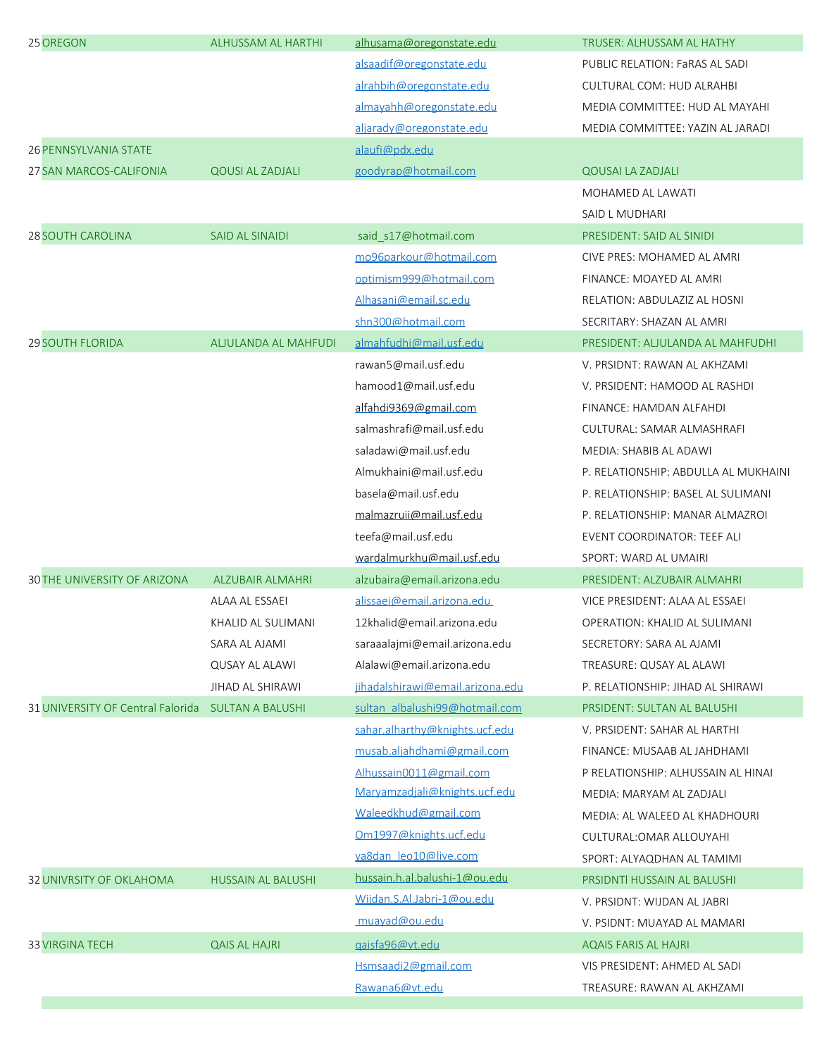| | | | | |
|---|---|---|---|---|
| 25 | OREGON | ALHUSSAM AL HARTHI | alhusama@oregonstate.edu | TRUSER: ALHUSSAM AL HATHY |
| | | | alsaadif@oregonstate.edu | PUBLIC RELATION: FaRAS AL SADI |
| | | | alrahbih@oregonstate.edu | CULTURAL COM: HUD ALRAHBI |
| | | | almayahh@oregonstate.edu | MEDIA COMMITTEE: HUD AL MAYAHI |
| | | | aljarady@oregonstate.edu | MEDIA COMMITTEE: YAZIN AL JARADI |
| 26 | PENNSYLVANIA STATE | | alaufi@pdx.edu | |
| 27 | SAN MARCOS-CALIFONIA | QOUSI AL ZADJALI | goodyrap@hotmail.com | QOUSAI LA ZADJALI |
| | | | | MOHAMED AL LAWATI |
| | | | | SAID L MUDHARI |
| 28 | SOUTH CAROLINA | SAID AL SINAIDI | said_s17@hotmail.com | PRESIDENT: SAID AL SINIDI |
| | | | mo96parkour@hotmail.com | CIVE PRES: MOHAMED AL AMRI |
| | | | optimism999@hotmail.com | FINANCE: MOAYED AL AMRI |
| | | | Alhasani@email.sc.edu | RELATION: ABDULAZIZ AL HOSNI |
| | | | shn300@hotmail.com | SECRITARY: SHAZAN AL AMRI |
| 29 | SOUTH FLORIDA | ALJULANDA AL MAHFUDI | almahfudhi@mail.usf.edu | PRESIDENT: ALJULANDA AL MAHFUDHI |
| | | | rawan5@mail.usf.edu | V. PRSIDNT: RAWAN AL AKHZAMI |
| | | | hamood1@mail.usf.edu | V. PRSIDENT: HAMOOD AL RASHDI |
| | | | alfahdi9369@gmail.com | FINANCE: HAMDAN ALFAHDI |
| | | | salmashrafi@mail.usf.edu | CULTURAL: SAMAR ALMASHRAFI |
| | | | saladawi@mail.usf.edu | MEDIA: SHABIB AL ADAWI |
| | | | Almukhaini@mail.usf.edu | P. RELATIONSHIP: ABDULLA AL MUKHAINI |
| | | | basela@mail.usf.edu | P. RELATIONSHIP: BASEL AL SULIMANI |
| | | | malmazruii@mail.usf.edu | P. RELATIONSHIP: MANAR ALMAZROI |
| | | | teefa@mail.usf.edu | EVENT COORDINATOR: TEEF ALI |
| | | | wardalmurkhu@mail.usf.edu | SPORT: WARD AL UMAIRI |
| 30 | THE UNIVERSITY OF ARIZONA | ALZUBAIR ALMAHRI | alzubaira@email.arizona.edu | PRESIDENT: ALZUBAIR ALMAHRI |
| | | ALAA AL ESSAEI | alissaei@email.arizona.edu | VICE PRESIDENT: ALAA AL ESSAEI |
| | | KHALID AL SULIMANI | 12khalid@email.arizona.edu | OPERATION: KHALID AL SULIMANI |
| | | SARA AL AJAMI | saraaalajmi@email.arizona.edu | SECRETORY: SARA AL AJAMI |
| | | QUSAY AL ALAWI | Alalawi@email.arizona.edu | TREASURE: QUSAY AL ALAWI |
| | | JIHAD AL SHIRAWI | jihadalshirawi@email.arizona.edu | P. RELATIONSHIP: JIHAD AL SHIRAWI |
| 31 | UNIVERSITY OF Central Falorida | SULTAN A BALUSHI | sultan_albalushi99@hotmail.com | PRSIDENT: SULTAN AL BALUSHI |
| | | | sahar.alharthy@knights.ucf.edu | V. PRSIDENT: SAHAR AL HARTHI |
| | | | musab.aljahdhami@gmail.com | FINANCE: MUSAAB AL JAHDHAMI |
| | | | Alhussain0011@gmail.com | P RELATIONSHIP: ALHUSSAIN AL HINAI |
| | | | Maryamzadjali@knights.ucf.edu | MEDIA: MARYAM AL ZADJALI |
| | | | Waleedkhud@gmail.com | MEDIA: AL WALEED AL KHADHOURI |
| | | | Om1997@knights.ucf.edu | CULTURAL:OMAR ALLOUYAHI |
| | | | ya8dan_leo10@live.com | SPORT: ALYAQDHAN AL TAMIMI |
| 32 | UNIVRSITY OF OKLAHOMA | HUSSAIN AL BALUSHI | hussain.h.al.balushi-1@ou.edu | PRSIDNTI HUSSAIN AL BALUSHI |
| | | | Wijdan.S.Al.Jabri-1@ou.edu | V. PRSIDNT: WIJDAN AL JABRI |
| | | | muayad@ou.edu | V. PSIDNT: MUAYAD AL MAMARI |
| 33 | VIRGINA TECH | QAIS AL HAJRI | qaisfa96@vt.edu | AQAIS FARIS AL HAJRI |
| | | | Hsmsaadi2@gmail.com | VIS PRESIDENT: AHMED AL SADI |
| | | | Rawana6@vt.edu | TREASURE: RAWAN AL AKHZAMI |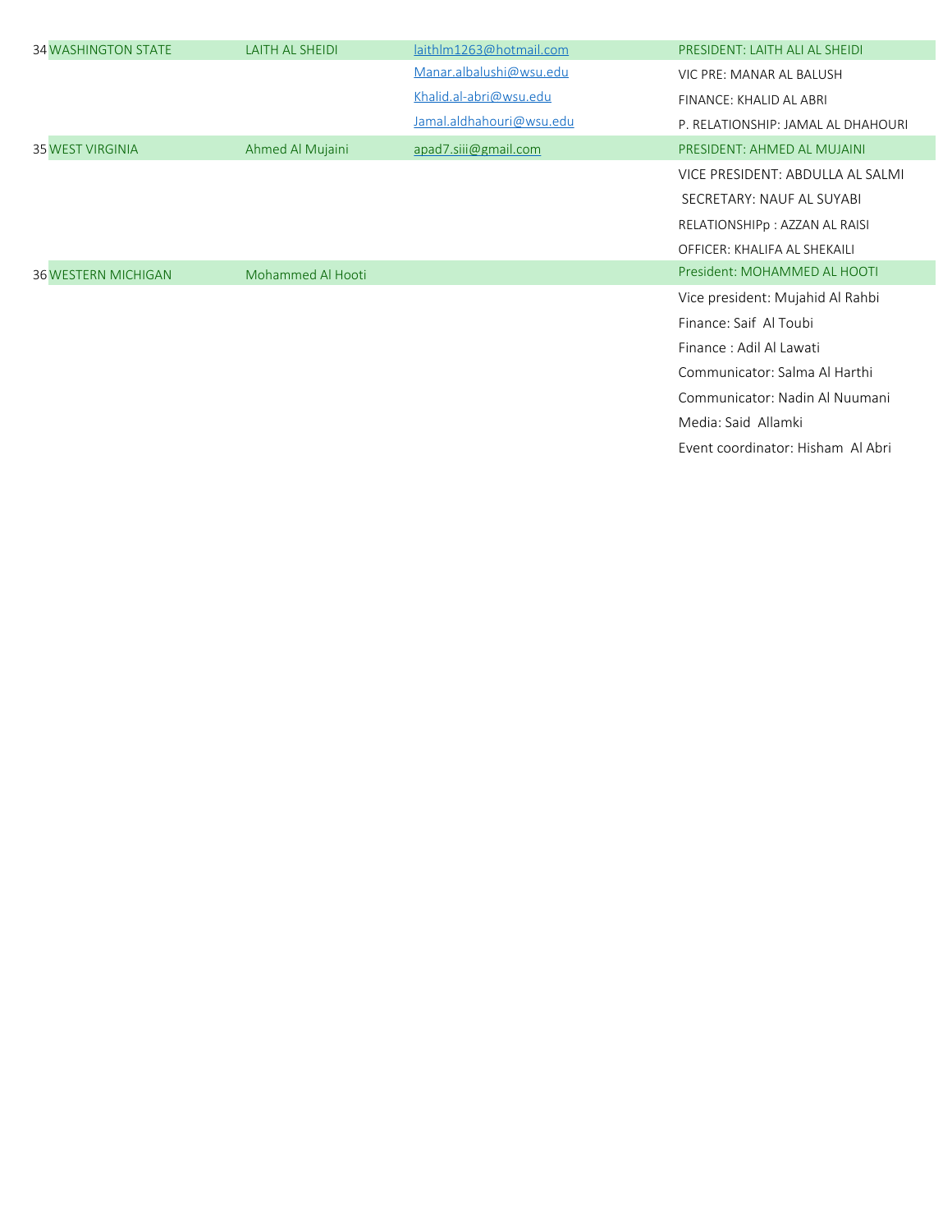| | | | | |
|---|---|---|---|---|
| 34 | WASHINGTON STATE | LAITH AL SHEIDI | laithlm1263@hotmail.com | PRESIDENT: LAITH ALI AL SHEIDI |
| | | | Manar.albalushi@wsu.edu | VIC PRE: MANAR AL BALUSH |
| | | | Khalid.al-abri@wsu.edu | FINANCE: KHALID AL ABRI |
| | | | Jamal.aldhahouri@wsu.edu | P. RELATIONSHIP: JAMAL AL DHAHOURI |
| 35 | WEST VIRGINIA | Ahmed Al Mujaini | apad7.siii@gmail.com | PRESIDENT: AHMED AL MUJAINI |
| | | | | VICE PRESIDENT: ABDULLA AL SALMI |
| | | | | SECRETARY: NAUF AL SUYABI |
| | | | | RELATIONSHIPp : AZZAN AL RAISI |
| | | | | OFFICER: KHALIFA AL SHEKAILI |
| 36 | WESTERN MICHIGAN | Mohammed Al Hooti | | President: MOHAMMED AL HOOTI |
| | | | | Vice president: Mujahid Al Rahbi |
| | | | | Finance: Saif Al Toubi |
| | | | | Finance : Adil Al Lawati |
| | | | | Communicator: Salma Al Harthi |
| | | | | Communicator: Nadin Al Nuumani |
| | | | | Media: Said Allamki |
| | | | | Event coordinator: Hisham Al Abri |